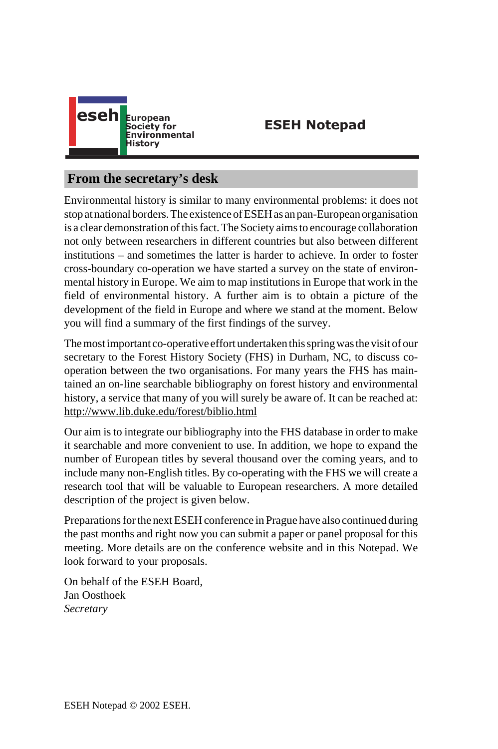eseh European Society for Environmental History

# ESEH Notepad

## From the secretary's desk

Environmental history is similar to many environmental problems: it does not stop at national borders. The existence of ESEH as an pan-European organisation is a clear demonstration of this fact. The Society aims to encourage collaboration not only between researchers in different countries but also between different institutions – and sometimes the latter is harder to achieve. In order to foster cross-boundary co-operation we have started a survey on the state of environmental history in Europe. We aim to map institutions in Europe that work in the field of environmental history. A further aim is to obtain a picture of the development of the field in Europe and where we stand at the moment. Below you will find a summary of the first findings of the survey.

The most important co-operative effort undertaken this spring was the visit of our secretary to the Forest History Society (FHS) in Durham, NC, to discuss co-operation between the two organisations. For many years the FHS has maintained an on-line searchable bibliography on forest history and environmental history, a service that many of you will surely be aware of. It can be reached at: http://www.lib.duke.edu/forest/biblio.html

Our aim is to integrate our bibliography into the FHS database in order to make it searchable and more convenient to use. In addition, we hope to expand the number of European titles by several thousand over the coming years, and to include many non-English titles. By co-operating with the FHS we will create a research tool that will be valuable to European researchers. A more detailed description of the project is given below.

Preparations for the next ESEH conference in Prague have also continued during the past months and right now you can submit a paper or panel proposal for this meeting. More details are on the conference website and in this Notepad. We look forward to your proposals.

On behalf of the ESEH Board,
Jan Oosthoek
*Secretary*

ESEH Notepad © 2002 ESEH.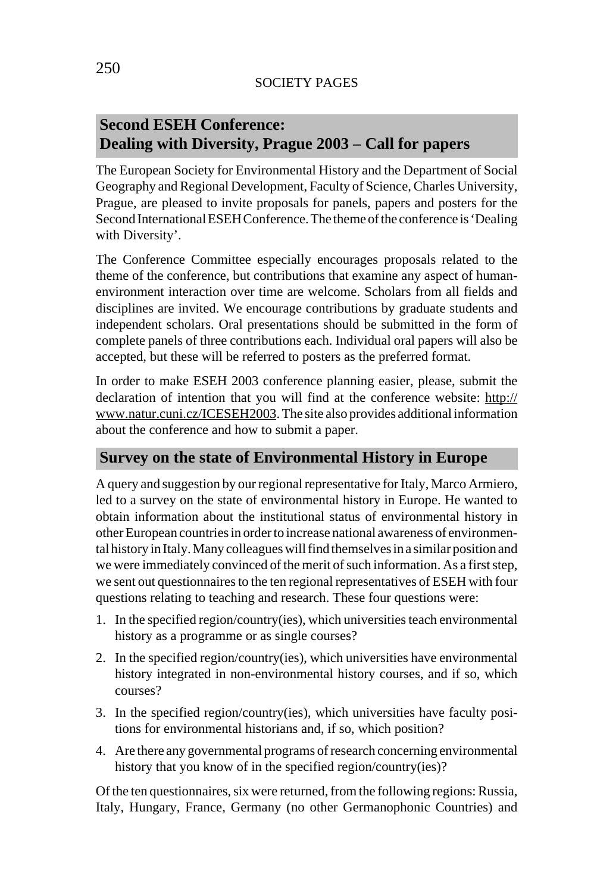## Second ESEH Conference: Dealing with Diversity, Prague 2003 – Call for papers

The European Society for Environmental History and the Department of Social Geography and Regional Development, Faculty of Science, Charles University, Prague, are pleased to invite proposals for panels, papers and posters for the Second International ESEH Conference. The theme of the conference is 'Dealing with Diversity'.

The Conference Committee especially encourages proposals related to the theme of the conference, but contributions that examine any aspect of human-environment interaction over time are welcome. Scholars from all fields and disciplines are invited. We encourage contributions by graduate students and independent scholars. Oral presentations should be submitted in the form of complete panels of three contributions each. Individual oral papers will also be accepted, but these will be referred to posters as the preferred format.

In order to make ESEH 2003 conference planning easier, please, submit the declaration of intention that you will find at the conference website: http://www.natur.cuni.cz/ICESEH2003. The site also provides additional information about the conference and how to submit a paper.

## Survey on the state of Environmental History in Europe

A query and suggestion by our regional representative for Italy, Marco Armiero, led to a survey on the state of environmental history in Europe. He wanted to obtain information about the institutional status of environmental history in other European countries in order to increase national awareness of environmental history in Italy. Many colleagues will find themselves in a similar position and we were immediately convinced of the merit of such information. As a first step, we sent out questionnaires to the ten regional representatives of ESEH with four questions relating to teaching and research. These four questions were:

1. In the specified region/country(ies), which universities teach environmental history as a programme or as single courses?
2. In the specified region/country(ies), which universities have environmental history integrated in non-environmental history courses, and if so, which courses?
3. In the specified region/country(ies), which universities have faculty positions for environmental historians and, if so, which position?
4. Are there any governmental programs of research concerning environmental history that you know of in the specified region/country(ies)?

Of the ten questionnaires, six were returned, from the following regions: Russia, Italy, Hungary, France, Germany (no other Germanophonic Countries) and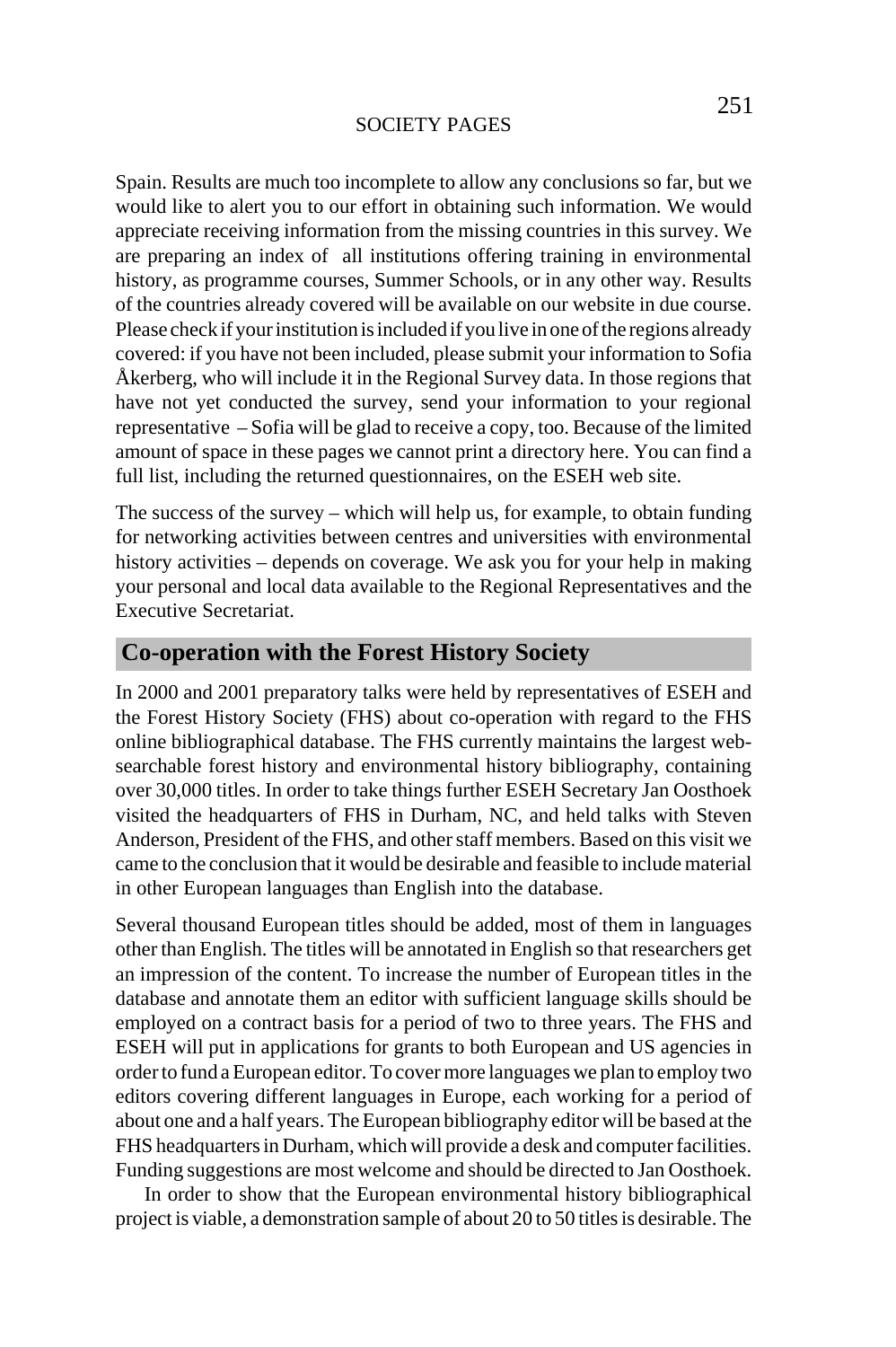Spain. Results are much too incomplete to allow any conclusions so far, but we would like to alert you to our effort in obtaining such information. We would appreciate receiving information from the missing countries in this survey. We are preparing an index of all institutions offering training in environmental history, as programme courses, Summer Schools, or in any other way. Results of the countries already covered will be available on our website in due course. Please check if your institution is included if you live in one of the regions already covered: if you have not been included, please submit your information to Sofia Åkerberg, who will include it in the Regional Survey data. In those regions that have not yet conducted the survey, send your information to your regional representative – Sofia will be glad to receive a copy, too. Because of the limited amount of space in these pages we cannot print a directory here. You can find a full list, including the returned questionnaires, on the ESEH web site.

The success of the survey – which will help us, for example, to obtain funding for networking activities between centres and universities with environmental history activities – depends on coverage. We ask you for your help in making your personal and local data available to the Regional Representatives and the Executive Secretariat.

## Co-operation with the Forest History Society

In 2000 and 2001 preparatory talks were held by representatives of ESEH and the Forest History Society (FHS) about co-operation with regard to the FHS online bibliographical database. The FHS currently maintains the largest web-searchable forest history and environmental history bibliography, containing over 30,000 titles. In order to take things further ESEH Secretary Jan Oosthoek visited the headquarters of FHS in Durham, NC, and held talks with Steven Anderson, President of the FHS, and other staff members. Based on this visit we came to the conclusion that it would be desirable and feasible to include material in other European languages than English into the database.

Several thousand European titles should be added, most of them in languages other than English. The titles will be annotated in English so that researchers get an impression of the content. To increase the number of European titles in the database and annotate them an editor with sufficient language skills should be employed on a contract basis for a period of two to three years. The FHS and ESEH will put in applications for grants to both European and US agencies in order to fund a European editor. To cover more languages we plan to employ two editors covering different languages in Europe, each working for a period of about one and a half years. The European bibliography editor will be based at the FHS headquarters in Durham, which will provide a desk and computer facilities. Funding suggestions are most welcome and should be directed to Jan Oosthoek.

In order to show that the European environmental history bibliographical project is viable, a demonstration sample of about 20 to 50 titles is desirable. The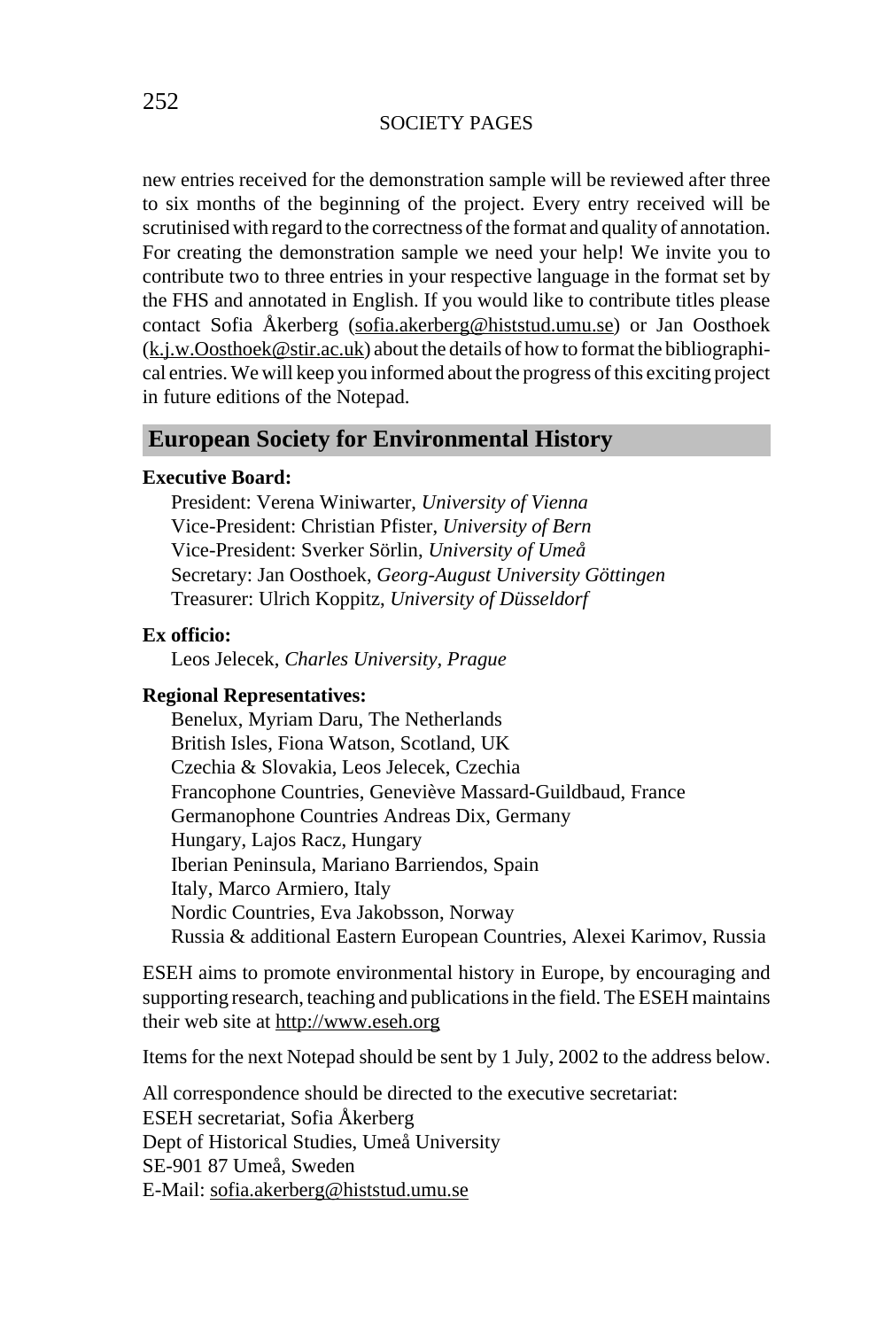new entries received for the demonstration sample will be reviewed after three to six months of the beginning of the project. Every entry received will be scrutinised with regard to the correctness of the format and quality of annotation. For creating the demonstration sample we need your help! We invite you to contribute two to three entries in your respective language in the format set by the FHS and annotated in English. If you would like to contribute titles please contact Sofia Åkerberg (sofia.akerberg@histstud.umu.se) or Jan Oosthoek (k.j.w.Oosthoek@stir.ac.uk) about the details of how to format the bibliographical entries. We will keep you informed about the progress of this exciting project in future editions of the Notepad.

## European Society for Environmental History

**Executive Board:**

President: Verena Winiwarter, *University of Vienna*
Vice-President: Christian Pfister, *University of Bern*
Vice-President: Sverker Sörlin, *University of Umeå*
Secretary: Jan Oosthoek, *Georg-August University Göttingen*
Treasurer: Ulrich Koppitz, *University of Düsseldorf*

**Ex officio:**

Leos Jelecek, *Charles University, Prague*

**Regional Representatives:**

Benelux, Myriam Daru, The Netherlands
British Isles, Fiona Watson, Scotland, UK
Czechia & Slovakia, Leos Jelecek, Czechia
Francophone Countries, Geneviève Massard-Guildbaud, France
Germanophone Countries Andreas Dix, Germany
Hungary, Lajos Racz, Hungary
Iberian Peninsula, Mariano Barriendos, Spain
Italy, Marco Armiero, Italy
Nordic Countries, Eva Jakobsson, Norway
Russia & additional Eastern European Countries, Alexei Karimov, Russia

ESEH aims to promote environmental history in Europe, by encouraging and supporting research, teaching and publications in the field. The ESEH maintains their web site at http://www.eseh.org

Items for the next Notepad should be sent by 1 July, 2002 to the address below.

All correspondence should be directed to the executive secretariat:
ESEH secretariat, Sofia Åkerberg
Dept of Historical Studies, Umeå University
SE-901 87 Umeå, Sweden
E-Mail: sofia.akerberg@histstud.umu.se